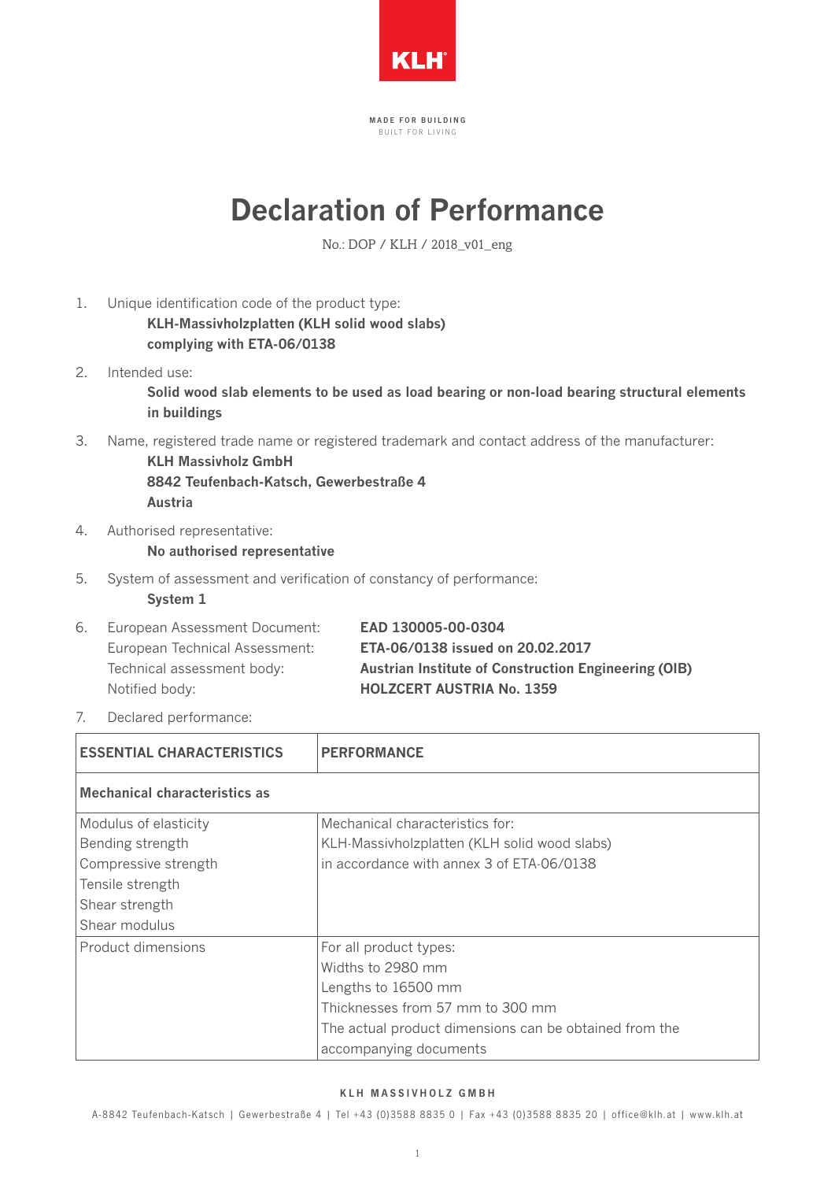KLH

MADE FOR BUILDING
BUILT FOR LIVING

# Declaration of Performance

No.: DOP / KLH / 2018_v01_eng

1. Unique identification code of the product type:
   **KLH-Massivholzplatten (KLH solid wood slabs)**
   **complying with ETA-06/0138**

2. Intended use:
   **Solid wood slab elements to be used as load bearing or non-load bearing structural elements in buildings**

3. Name, registered trade name or registered trademark and contact address of the manufacturer:
   **KLH Massivholz GmbH**
   **8842 Teufenbach-Katsch, Gewerbestraße 4**
   **Austria**

4. Authorised representative:
   **No authorised representative**

5. System of assessment and verification of constancy of performance:
   **System 1**

6. European Assessment Document: **EAD 130005-00-0304**
   European Technical Assessment: **ETA-06/0138 issued on 20.02.2017**
   Technical assessment body: **Austrian Institute of Construction Engineering (OIB)**
   Notified body: **HOLZCERT AUSTRIA No. 1359**

7. Declared performance:

| ESSENTIAL CHARACTERISTICS | PERFORMANCE |
|---|---|
| **Mechanical characteristics as** | |
| Modulus of elasticity<br>Bending strength<br>Compressive strength<br>Tensile strength<br>Shear strength<br>Shear modulus | Mechanical characteristics for:<br>KLH-Massivholzplatten (KLH solid wood slabs)<br>in accordance with annex 3 of ETA-06/0138 |
| Product dimensions | For all product types:<br>Widths to 2980 mm<br>Lengths to 16500 mm<br>Thicknesses from 57 mm to 300 mm<br>The actual product dimensions can be obtained from the accompanying documents |

**KLH MASSIVHOLZ GMBH**
A-8842 Teufenbach-Katsch | Gewerbestraße 4 | Tel +43 (0)3588 8835 0 | Fax +43 (0)3588 8835 20 | office@klh.at | www.klh.at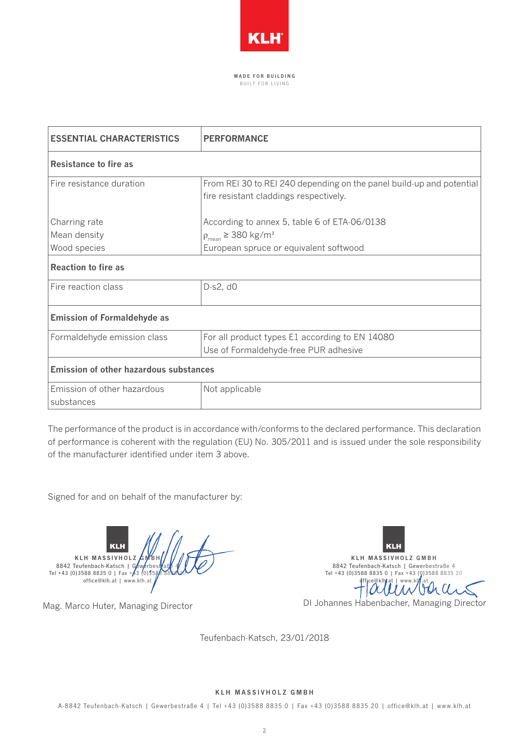MADE FOR BUILDING
BUILT FOR LIVING

| ESSENTIAL CHARACTERISTICS | PERFORMANCE |
|---|---|
| **Resistance to fire as** | |
| Fire resistance duration | From REI 30 to REI 240 depending on the panel build-up and potential fire resistant claddings respectively. |
| Charring rate | According to annex 5, table 6 of ETA-06/0138 |
| Mean density | $\rho_{mean} \geq 380$ kg/m³ |
| Wood species | European spruce or equivalent softwood |
| **Reaction to fire as** | |
| Fire reaction class | D-s2, d0 |
| **Emission of Formaldehyde as** | |
| Formaldehyde emission class | For all product types E1 according to EN 14080<br>Use of Formaldehyde-free PUR adhesive |
| **Emission of other hazardous substances** | |
| Emission of other hazardous substances | Not applicable |

The performance of the product is in accordance with/conforms to the declared performance. This declaration of performance is coherent with the regulation (EU) No. 305/2011 and is issued under the sole responsibility of the manufacturer identified under item 3 above.

Signed for and on behalf of the manufacturer by:

KLH MASSIVHOLZ GMBH
8842 Teufenbach-Katsch | Gewerbestraße 4
Tel +43 (0)3588 8835 0 | Fax +43 (0)3588 8835 20
office@klh.at | www.klh.at

Mag. Marco Huter, Managing Director

KLH MASSIVHOLZ GMBH
8842 Teufenbach-Katsch | Gewerbestraße 4
Tel +43 (0)3588 8835 0 | Fax +43 (0)3588 8835 20
office@klh.at | www.klh.at

DI Johannes Habenbacher, Managing Director

Teufenbach-Katsch, 23/01/2018

KLH MASSIVHOLZ GMBH
A-8842 Teufenbach-Katsch | Gewerbestraße 4 | Tel +43 (0)3588 8835 0 | Fax +43 (0)3588 8835 20 | office@klh.at | www.klh.at